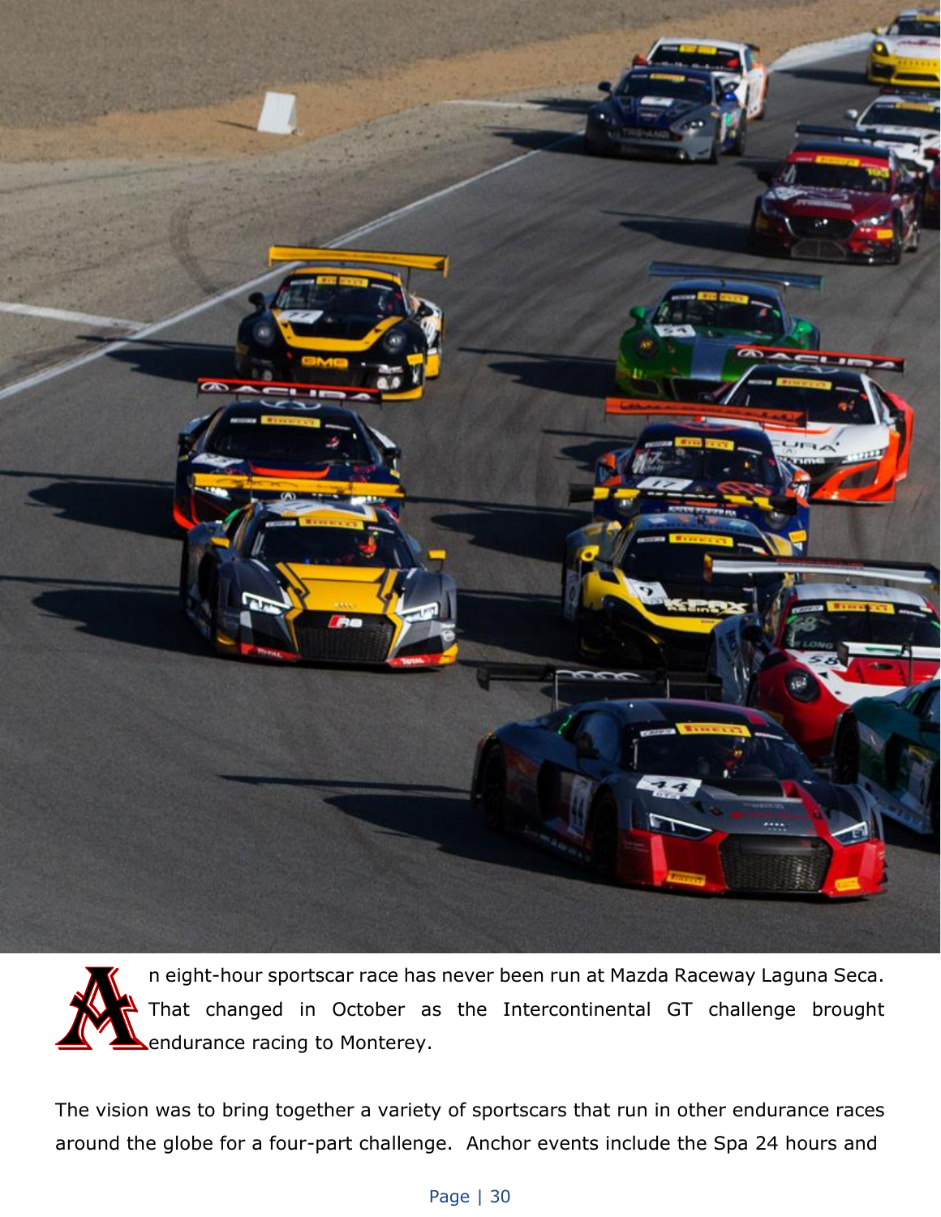An eight-hour sportscar race has never been run at Mazda Raceway Laguna Seca. That changed in October as the Intercontinental GT challenge brought endurance racing to Monterey.

The vision was to bring together a variety of sportscars that run in other endurance races around the globe for a four-part challenge. Anchor events include the Spa 24 hours and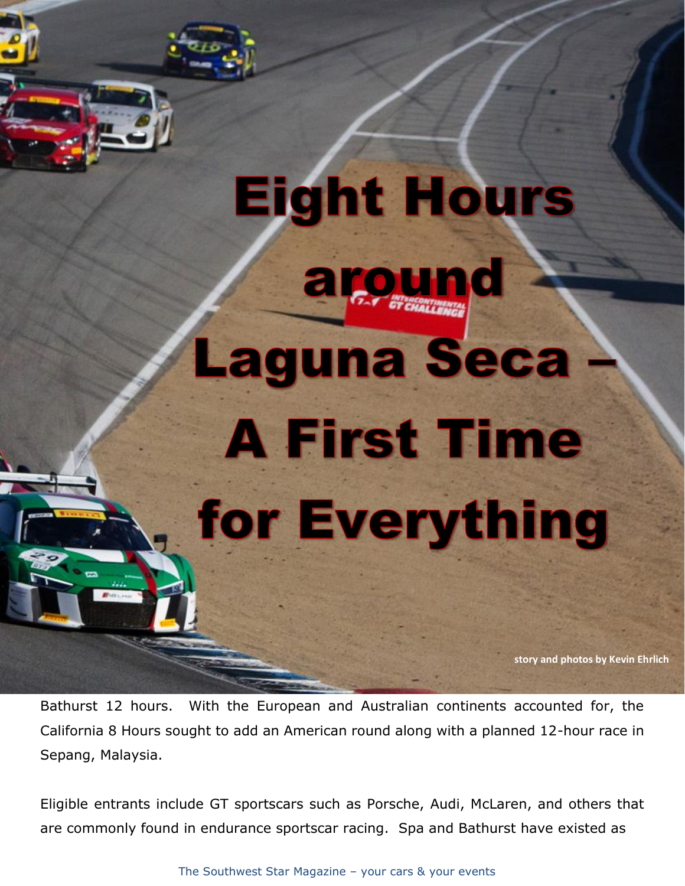# Eight Hours around Laguna Seca – A First Time for Everything

story and photos by Kevin Ehrlich

Bathurst 12 hours. With the European and Australian continents accounted for, the California 8 Hours sought to add an American round along with a planned 12-hour race in Sepang, Malaysia.

Eligible entrants include GT sportscars such as Porsche, Audi, McLaren, and others that are commonly found in endurance sportscar racing. Spa and Bathurst have existed as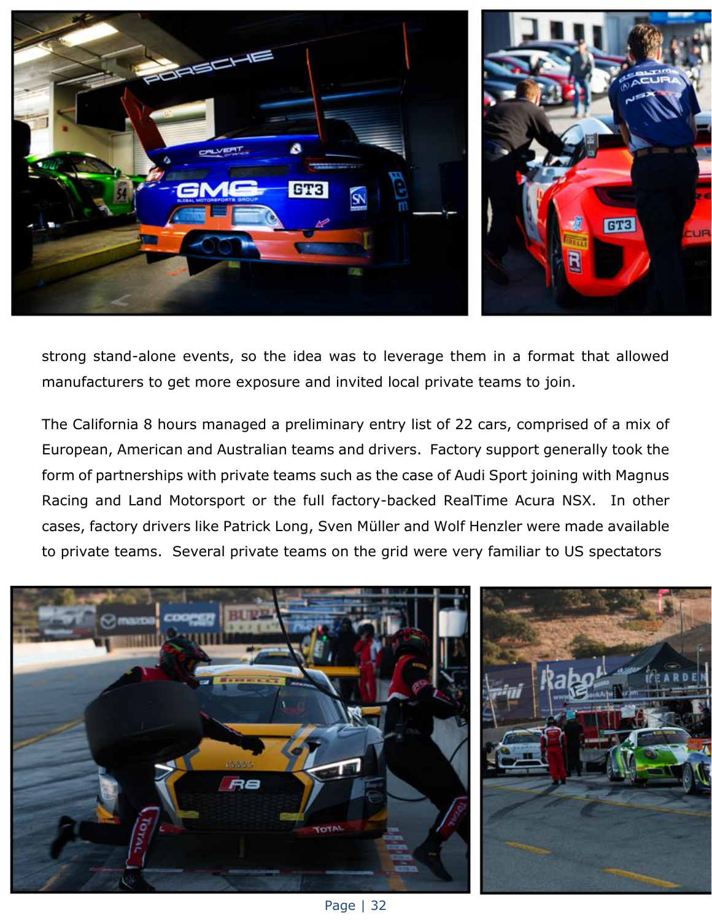strong stand-alone events, so the idea was to leverage them in a format that allowed manufacturers to get more exposure and invited local private teams to join.

The California 8 hours managed a preliminary entry list of 22 cars, comprised of a mix of European, American and Australian teams and drivers. Factory support generally took the form of partnerships with private teams such as the case of Audi Sport joining with Magnus Racing and Land Motorsport or the full factory-backed RealTime Acura NSX. In other cases, factory drivers like Patrick Long, Sven Müller and Wolf Henzler were made available to private teams. Several private teams on the grid were very familiar to US spectators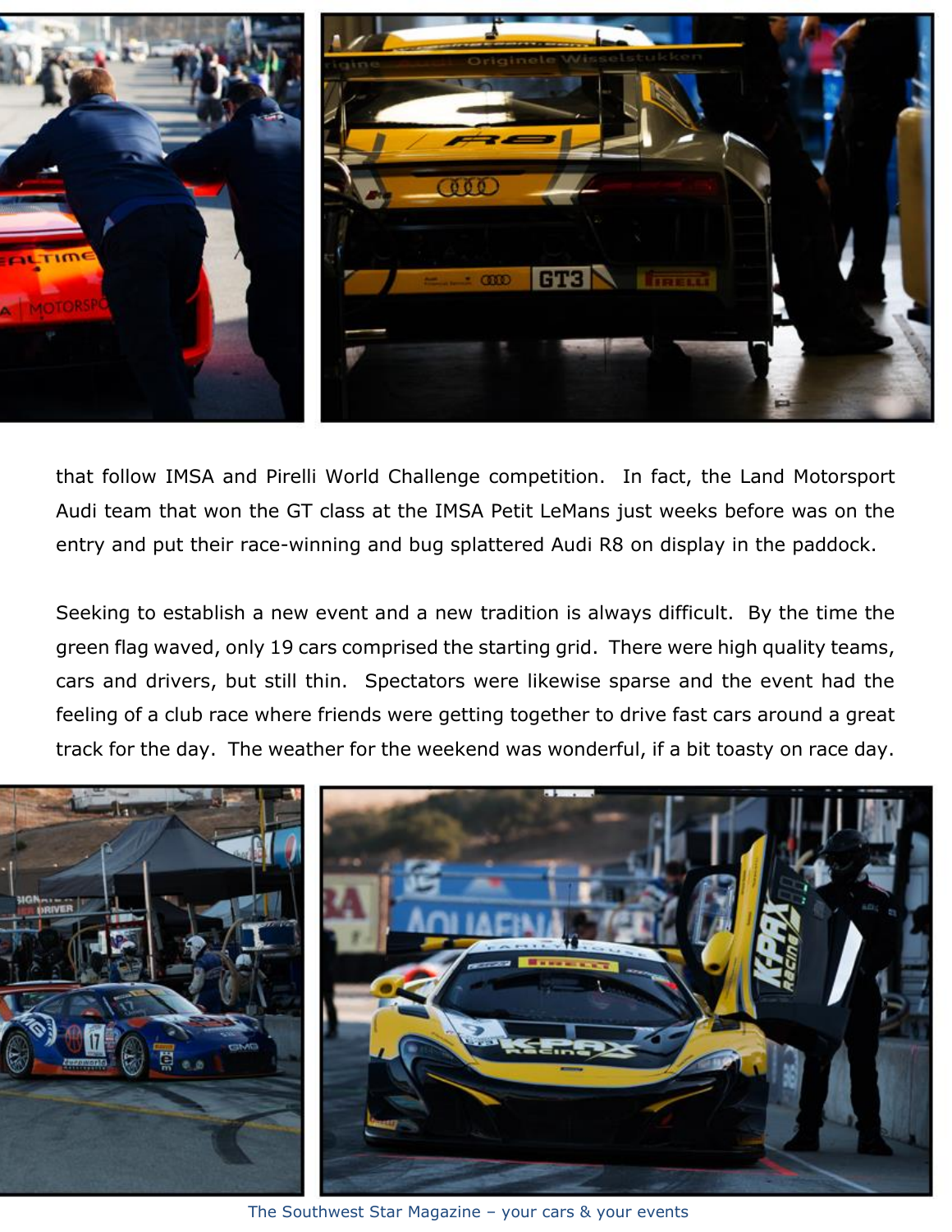that follow IMSA and Pirelli World Challenge competition. In fact, the Land Motorsport Audi team that won the GT class at the IMSA Petit LeMans just weeks before was on the entry and put their race-winning and bug splattered Audi R8 on display in the paddock.

Seeking to establish a new event and a new tradition is always difficult. By the time the green flag waved, only 19 cars comprised the starting grid. There were high quality teams, cars and drivers, but still thin. Spectators were likewise sparse and the event had the feeling of a club race where friends were getting together to drive fast cars around a great track for the day. The weather for the weekend was wonderful, if a bit toasty on race day.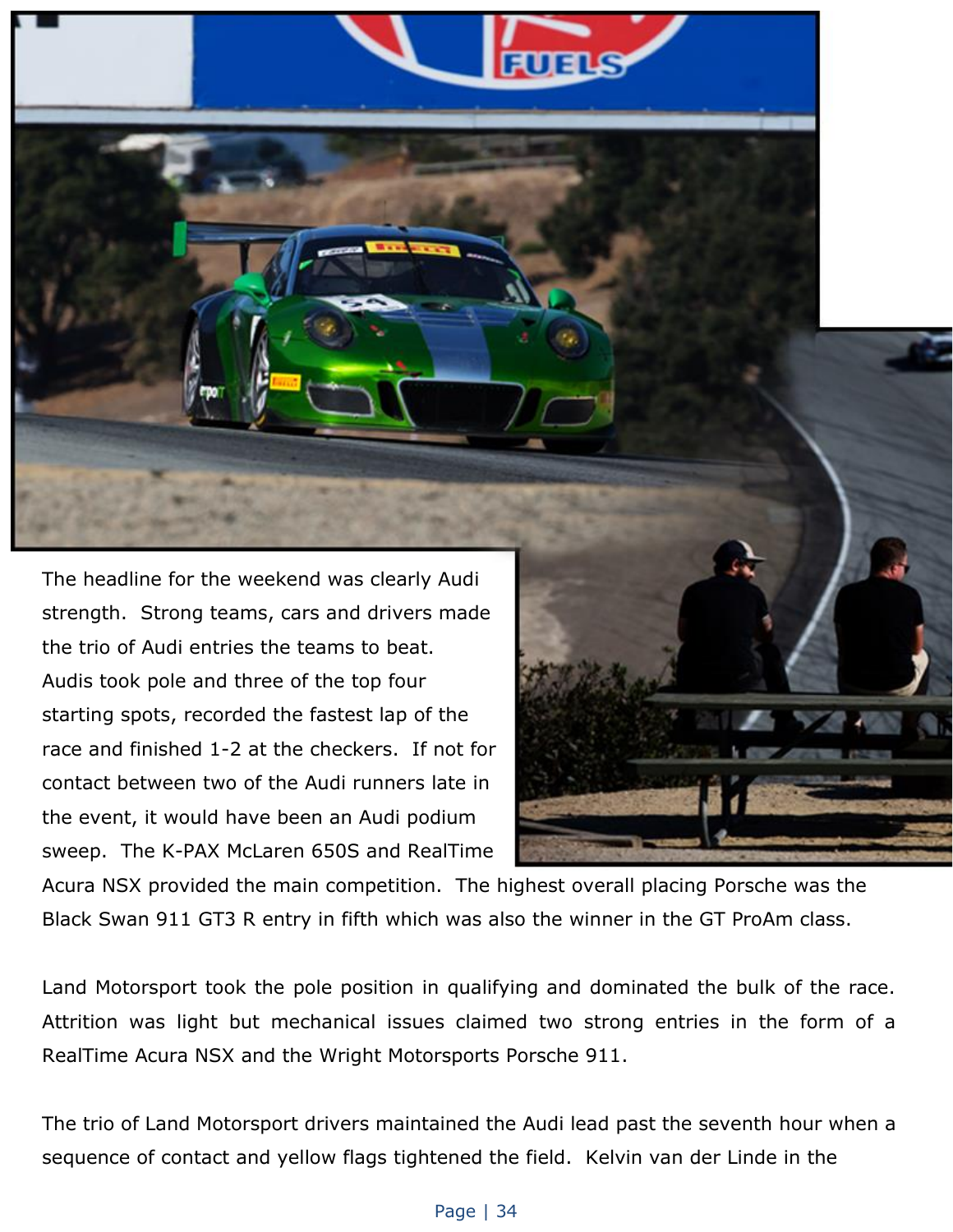The headline for the weekend was clearly Audi strength. Strong teams, cars and drivers made the trio of Audi entries the teams to beat. Audis took pole and three of the top four starting spots, recorded the fastest lap of the race and finished 1-2 at the checkers. If not for contact between two of the Audi runners late in the event, it would have been an Audi podium sweep. The K-PAX McLaren 650S and RealTime Acura NSX provided the main competition. The highest overall placing Porsche was the Black Swan 911 GT3 R entry in fifth which was also the winner in the GT ProAm class.

Land Motorsport took the pole position in qualifying and dominated the bulk of the race. Attrition was light but mechanical issues claimed two strong entries in the form of a RealTime Acura NSX and the Wright Motorsports Porsche 911.

The trio of Land Motorsport drivers maintained the Audi lead past the seventh hour when a sequence of contact and yellow flags tightened the field. Kelvin van der Linde in the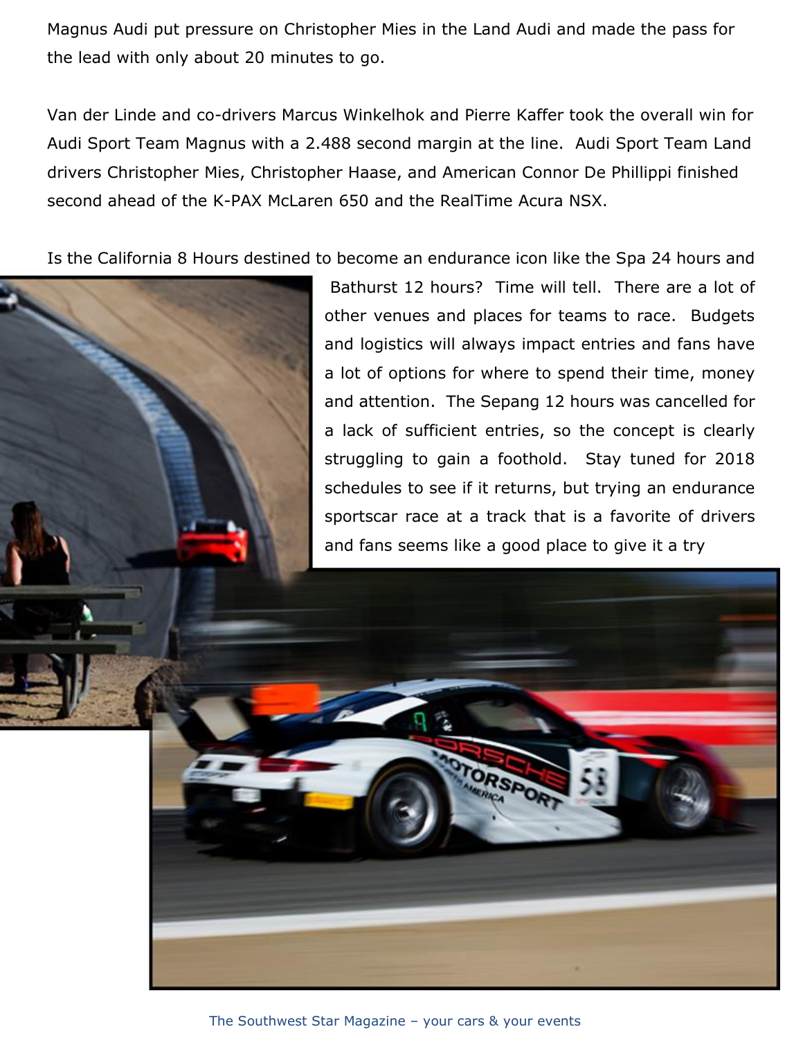Magnus Audi put pressure on Christopher Mies in the Land Audi and made the pass for the lead with only about 20 minutes to go.

Van der Linde and co-drivers Marcus Winkelhok and Pierre Kaffer took the overall win for Audi Sport Team Magnus with a 2.488 second margin at the line. Audi Sport Team Land drivers Christopher Mies, Christopher Haase, and American Connor De Phillippi finished second ahead of the K-PAX McLaren 650 and the RealTime Acura NSX.

Is the California 8 Hours destined to become an endurance icon like the Spa 24 hours and Bathurst 12 hours? Time will tell. There are a lot of other venues and places for teams to race. Budgets and logistics will always impact entries and fans have a lot of options for where to spend their time, money and attention. The Sepang 12 hours was cancelled for a lack of sufficient entries, so the concept is clearly struggling to gain a foothold. Stay tuned for 2018 schedules to see if it returns, but trying an endurance sportscar race at a track that is a favorite of drivers and fans seems like a good place to give it a try